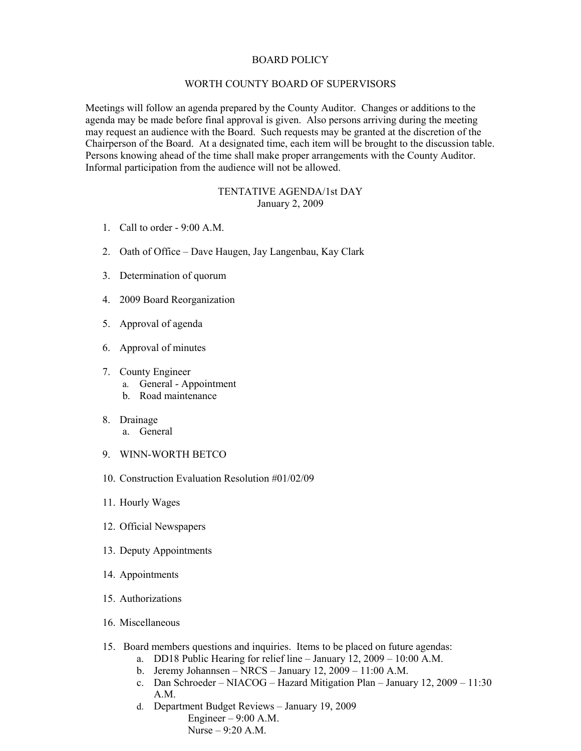# BOARD POLICY

## WORTH COUNTY BOARD OF SUPERVISORS

Meetings will follow an agenda prepared by the County Auditor. Changes or additions to the agenda may be made before final approval is given. Also persons arriving during the meeting may request an audience with the Board. Such requests may be granted at the discretion of the Chairperson of the Board. At a designated time, each item will be brought to the discussion table. Persons knowing ahead of the time shall make proper arrangements with the County Auditor. Informal participation from the audience will not be allowed.

## TENTATIVE AGENDA/1st DAY
January 2, 2009

1. Call to order - 9:00 A.M.

2. Oath of Office – Dave Haugen, Jay Langenbau, Kay Clark

3. Determination of quorum

4. 2009 Board Reorganization

5. Approval of agenda

6. Approval of minutes

7. County Engineer
   a. General - Appointment
   b. Road maintenance

8. Drainage
   a. General

9. WINN-WORTH BETCO

10. Construction Evaluation Resolution #01/02/09

11. Hourly Wages

12. Official Newspapers

13. Deputy Appointments

14. Appointments

15. Authorizations

16. Miscellaneous

15. Board members questions and inquiries. Items to be placed on future agendas:
   a. DD18 Public Hearing for relief line – January 12, 2009 – 10:00 A.M.
   b. Jeremy Johannsen – NRCS – January 12, 2009 – 11:00 A.M.
   c. Dan Schroeder – NIACOG – Hazard Mitigation Plan – January 12, 2009 – 11:30 A.M.
   d. Department Budget Reviews – January 19, 2009
      Engineer – 9:00 A.M.
      Nurse – 9:20 A.M.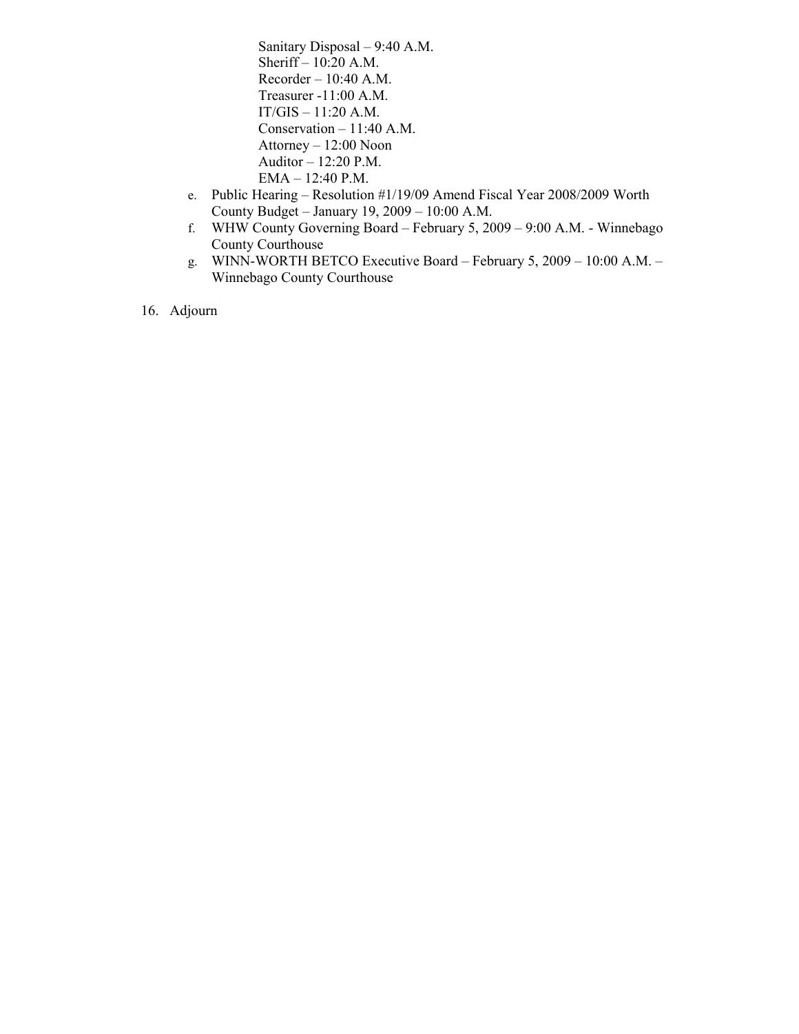Sanitary Disposal – 9:40 A.M.
Sheriff – 10:20 A.M.
Recorder – 10:40 A.M.
Treasurer -11:00 A.M.
IT/GIS – 11:20 A.M.
Conservation – 11:40 A.M.
Attorney – 12:00 Noon
Auditor – 12:20 P.M.
EMA – 12:40 P.M.

e. Public Hearing – Resolution #1/19/09 Amend Fiscal Year 2008/2009 Worth County Budget – January 19, 2009 – 10:00 A.M.
f. WHW County Governing Board – February 5, 2009 – 9:00 A.M. - Winnebago County Courthouse
g. WINN-WORTH BETCO Executive Board – February 5, 2009 – 10:00 A.M. – Winnebago County Courthouse

16. Adjourn